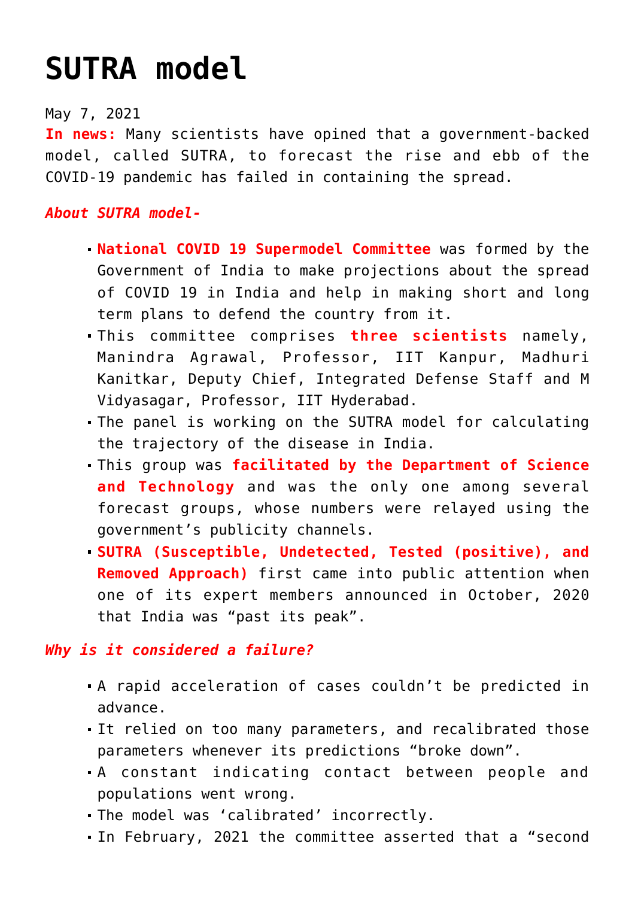# SUTRA model

May 7, 2021

**In news:** Many scientists have opined that a government-backed model, called SUTRA, to forecast the rise and ebb of the COVID-19 pandemic has failed in containing the spread.

***About SUTRA model-***

- **National COVID 19 Supermodel Committee** was formed by the Government of India to make projections about the spread of COVID 19 in India and help in making short and long term plans to defend the country from it.
- This committee comprises **three scientists** namely, Manindra Agrawal, Professor, IIT Kanpur, Madhuri Kanitkar, Deputy Chief, Integrated Defense Staff and M Vidyasagar, Professor, IIT Hyderabad.
- The panel is working on the SUTRA model for calculating the trajectory of the disease in India.
- This group was **facilitated by the Department of Science and Technology** and was the only one among several forecast groups, whose numbers were relayed using the government's publicity channels.
- **SUTRA (Susceptible, Undetected, Tested (positive), and Removed Approach)** first came into public attention when one of its expert members announced in October, 2020 that India was "past its peak".

***Why is it considered a failure?***

- A rapid acceleration of cases couldn't be predicted in advance.
- It relied on too many parameters, and recalibrated those parameters whenever its predictions "broke down".
- A constant indicating contact between people and populations went wrong.
- The model was 'calibrated' incorrectly.
- In February, 2021 the committee asserted that a "second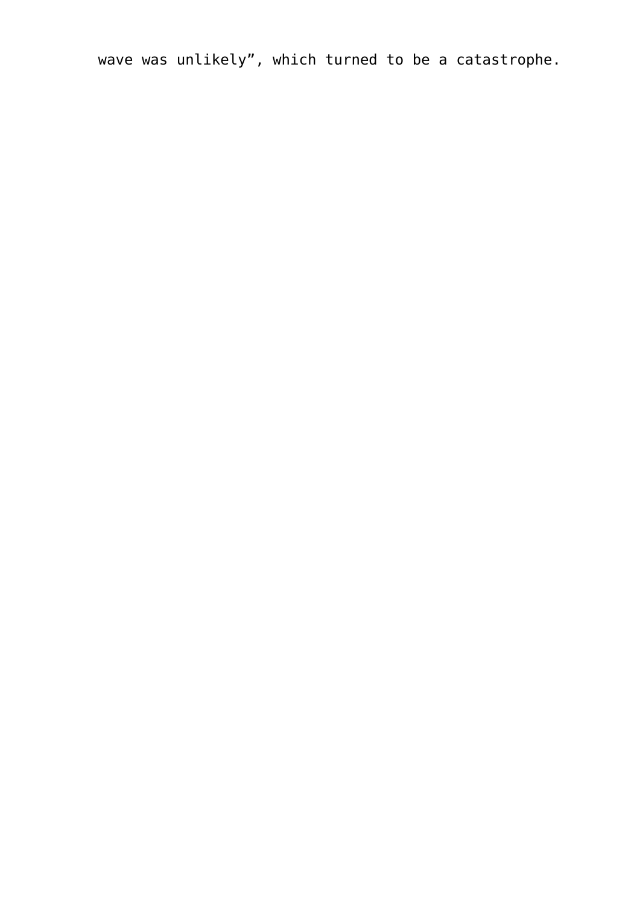wave was unlikely”, which turned to be a catastrophe.